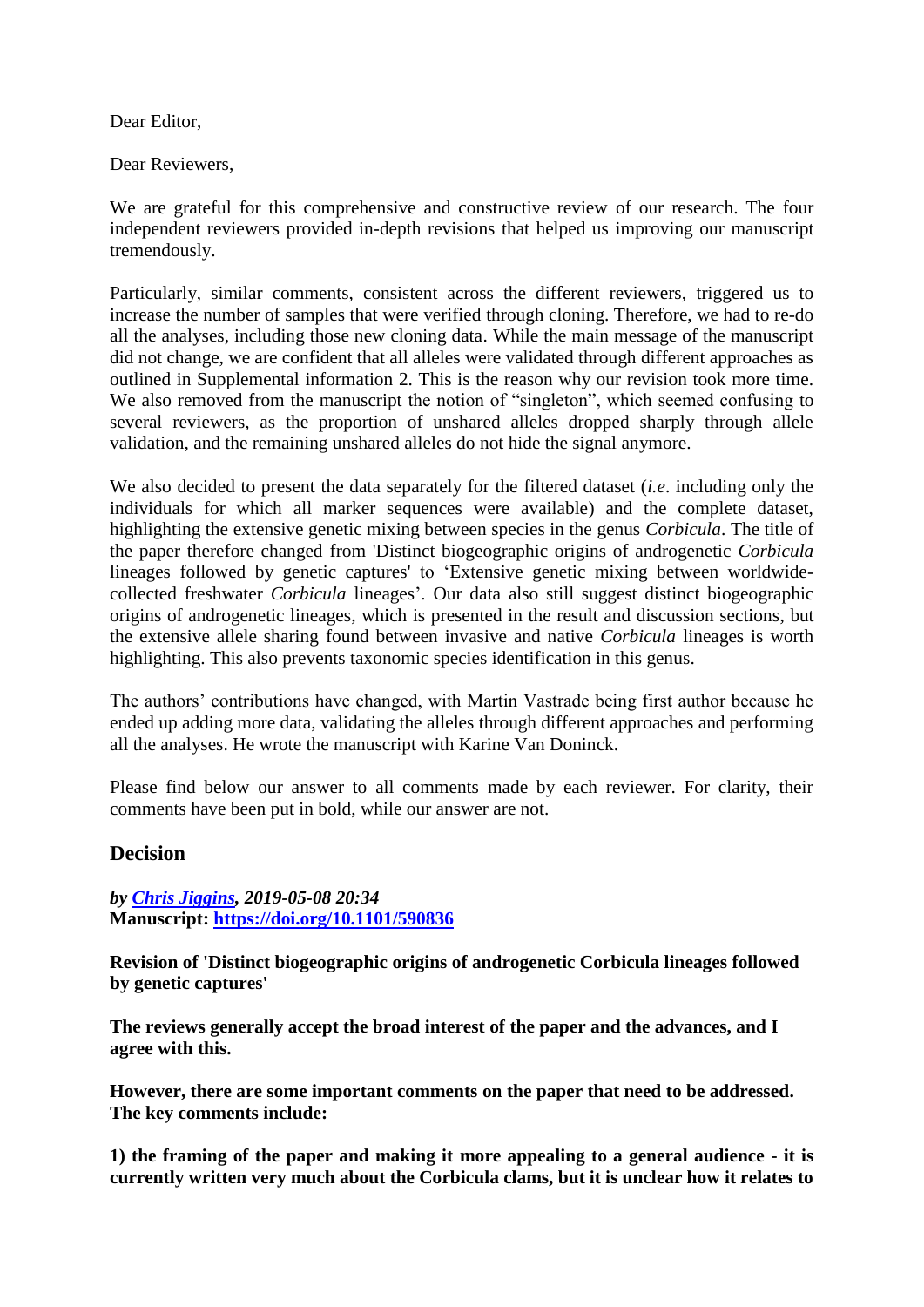Dear Editor,

Dear Reviewers,

We are grateful for this comprehensive and constructive review of our research. The four independent reviewers provided in-depth revisions that helped us improving our manuscript tremendously.

Particularly, similar comments, consistent across the different reviewers, triggered us to increase the number of samples that were verified through cloning. Therefore, we had to re-do all the analyses, including those new cloning data. While the main message of the manuscript did not change, we are confident that all alleles were validated through different approaches as outlined in Supplemental information 2. This is the reason why our revision took more time. We also removed from the manuscript the notion of "singleton", which seemed confusing to several reviewers, as the proportion of unshared alleles dropped sharply through allele validation, and the remaining unshared alleles do not hide the signal anymore.

We also decided to present the data separately for the filtered dataset (*i.e*. including only the individuals for which all marker sequences were available) and the complete dataset, highlighting the extensive genetic mixing between species in the genus *Corbicula*. The title of the paper therefore changed from 'Distinct biogeographic origins of androgenetic *Corbicula* lineages followed by genetic captures' to 'Extensive genetic mixing between worldwide-collected freshwater *Corbicula* lineages'. Our data also still suggest distinct biogeographic origins of androgenetic lineages, which is presented in the result and discussion sections, but the extensive allele sharing found between invasive and native *Corbicula* lineages is worth highlighting. This also prevents taxonomic species identification in this genus.

The authors' contributions have changed, with Martin Vastrade being first author because he ended up adding more data, validating the alleles through different approaches and performing all the analyses. He wrote the manuscript with Karine Van Doninck.

Please find below our answer to all comments made by each reviewer. For clarity, their comments have been put in bold, while our answer are not.

## Decision

***by [Chris Jiggins](), 2019-05-08 20:34***
**Manuscript: [https://doi.org/10.1101/590836](https://doi.org/10.1101/590836)**

**Revision of 'Distinct biogeographic origins of androgenetic Corbicula lineages followed by genetic captures'**

**The reviews generally accept the broad interest of the paper and the advances, and I agree with this.**

**However, there are some important comments on the paper that need to be addressed. The key comments include:**

**1) the framing of the paper and making it more appealing to a general audience - it is currently written very much about the Corbicula clams, but it is unclear how it relates to**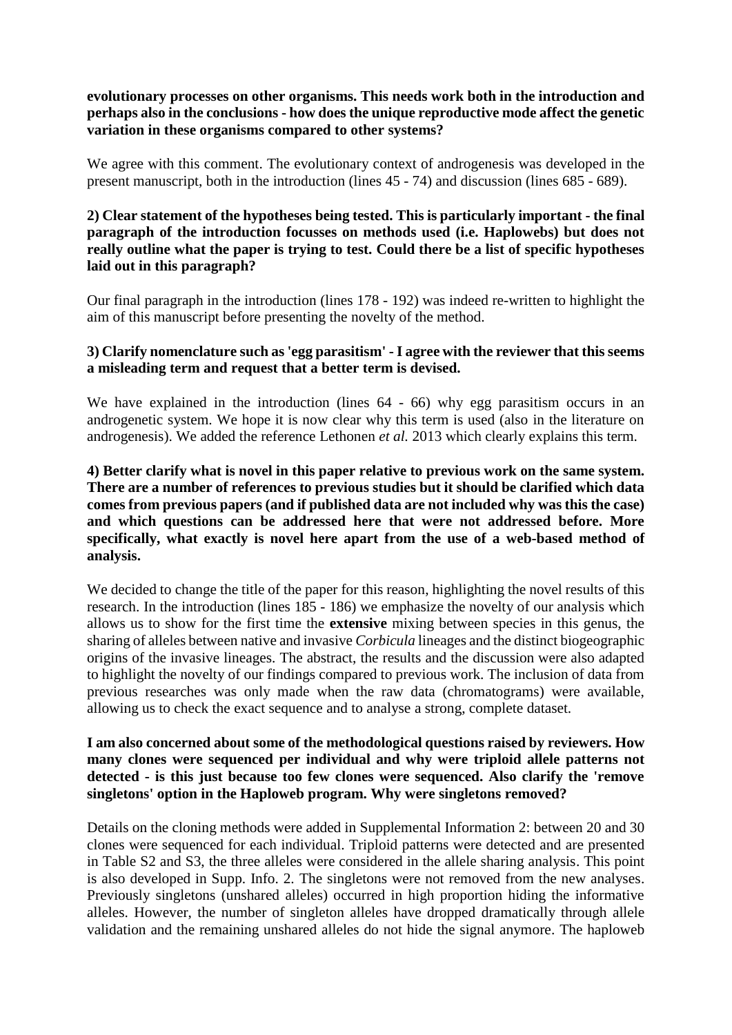**evolutionary processes on other organisms. This needs work both in the introduction and perhaps also in the conclusions - how does the unique reproductive mode affect the genetic variation in these organisms compared to other systems?**

We agree with this comment. The evolutionary context of androgenesis was developed in the present manuscript, both in the introduction (lines 45 - 74) and discussion (lines 685 - 689).

**2) Clear statement of the hypotheses being tested. This is particularly important - the final paragraph of the introduction focusses on methods used (i.e. Haplowebs) but does not really outline what the paper is trying to test. Could there be a list of specific hypotheses laid out in this paragraph?**

Our final paragraph in the introduction (lines 178 - 192) was indeed re-written to highlight the aim of this manuscript before presenting the novelty of the method.

**3) Clarify nomenclature such as 'egg parasitism' - I agree with the reviewer that this seems a misleading term and request that a better term is devised.**

We have explained in the introduction (lines 64 - 66) why egg parasitism occurs in an androgenetic system. We hope it is now clear why this term is used (also in the literature on androgenesis). We added the reference Lethonen *et al.* 2013 which clearly explains this term.

**4) Better clarify what is novel in this paper relative to previous work on the same system. There are a number of references to previous studies but it should be clarified which data comes from previous papers (and if published data are not included why was this the case) and which questions can be addressed here that were not addressed before. More specifically, what exactly is novel here apart from the use of a web-based method of analysis.**

We decided to change the title of the paper for this reason, highlighting the novel results of this research. In the introduction (lines 185 - 186) we emphasize the novelty of our analysis which allows us to show for the first time the **extensive** mixing between species in this genus, the sharing of alleles between native and invasive *Corbicula* lineages and the distinct biogeographic origins of the invasive lineages. The abstract, the results and the discussion were also adapted to highlight the novelty of our findings compared to previous work. The inclusion of data from previous researches was only made when the raw data (chromatograms) were available, allowing us to check the exact sequence and to analyse a strong, complete dataset.

**I am also concerned about some of the methodological questions raised by reviewers. How many clones were sequenced per individual and why were triploid allele patterns not detected - is this just because too few clones were sequenced. Also clarify the 'remove singletons' option in the Haploweb program. Why were singletons removed?**

Details on the cloning methods were added in Supplemental Information 2: between 20 and 30 clones were sequenced for each individual. Triploid patterns were detected and are presented in Table S2 and S3, the three alleles were considered in the allele sharing analysis. This point is also developed in Supp. Info. 2. The singletons were not removed from the new analyses. Previously singletons (unshared alleles) occurred in high proportion hiding the informative alleles. However, the number of singleton alleles have dropped dramatically through allele validation and the remaining unshared alleles do not hide the signal anymore. The haploweb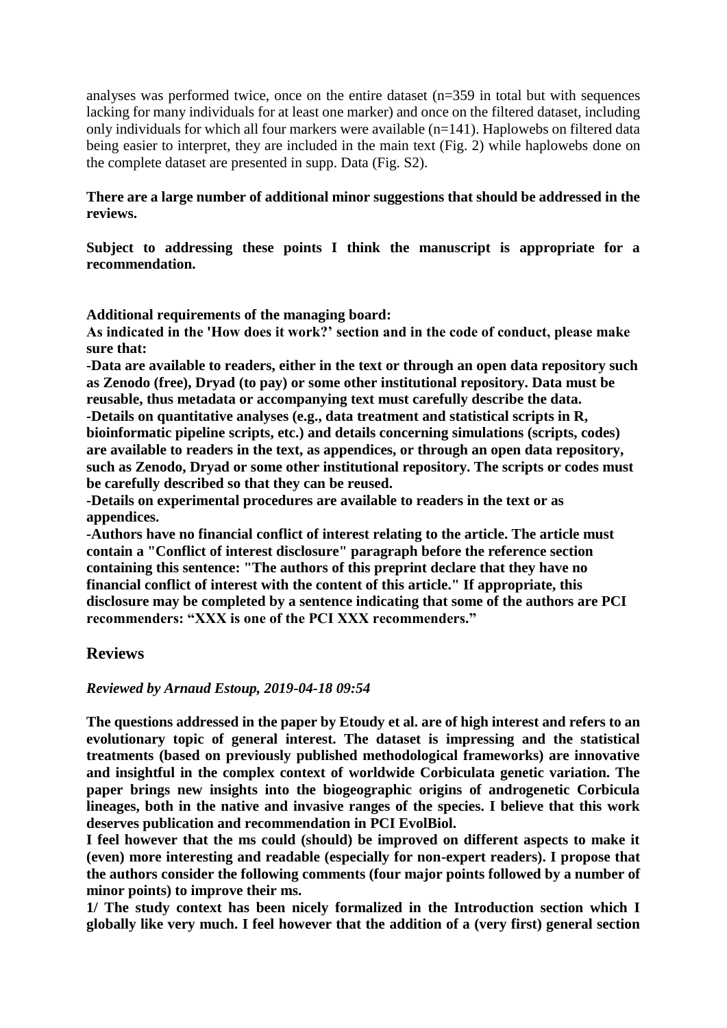analyses was performed twice, once on the entire dataset (n=359 in total but with sequences lacking for many individuals for at least one marker) and once on the filtered dataset, including only individuals for which all four markers were available (n=141). Haplowebs on filtered data being easier to interpret, they are included in the main text (Fig. 2) while haplowebs done on the complete dataset are presented in supp. Data (Fig. S2).

**There are a large number of additional minor suggestions that should be addressed in the reviews.**

**Subject to addressing these points I think the manuscript is appropriate for a recommendation.**

**Additional requirements of the managing board:**
**As indicated in the 'How does it work?' section and in the code of conduct, please make sure that:**
**-Data are available to readers, either in the text or through an open data repository such as Zenodo (free), Dryad (to pay) or some other institutional repository. Data must be reusable, thus metadata or accompanying text must carefully describe the data.**
**-Details on quantitative analyses (e.g., data treatment and statistical scripts in R, bioinformatic pipeline scripts, etc.) and details concerning simulations (scripts, codes) are available to readers in the text, as appendices, or through an open data repository, such as Zenodo, Dryad or some other institutional repository. The scripts or codes must be carefully described so that they can be reused.**
**-Details on experimental procedures are available to readers in the text or as appendices.**
**-Authors have no financial conflict of interest relating to the article. The article must contain a "Conflict of interest disclosure" paragraph before the reference section containing this sentence: "The authors of this preprint declare that they have no financial conflict of interest with the content of this article." If appropriate, this disclosure may be completed by a sentence indicating that some of the authors are PCI recommenders: "XXX is one of the PCI XXX recommenders."**

## Reviews

### *Reviewed by Arnaud Estoup, 2019-04-18 09:54*

**The questions addressed in the paper by Etoudy et al. are of high interest and refers to an evolutionary topic of general interest. The dataset is impressing and the statistical treatments (based on previously published methodological frameworks) are innovative and insightful in the complex context of worldwide Corbiculata genetic variation. The paper brings new insights into the biogeographic origins of androgenetic Corbicula lineages, both in the native and invasive ranges of the species. I believe that this work deserves publication and recommendation in PCI EvolBiol.**
**I feel however that the ms could (should) be improved on different aspects to make it (even) more interesting and readable (especially for non-expert readers). I propose that the authors consider the following comments (four major points followed by a number of minor points) to improve their ms.**
**1/ The study context has been nicely formalized in the Introduction section which I globally like very much. I feel however that the addition of a (very first) general section**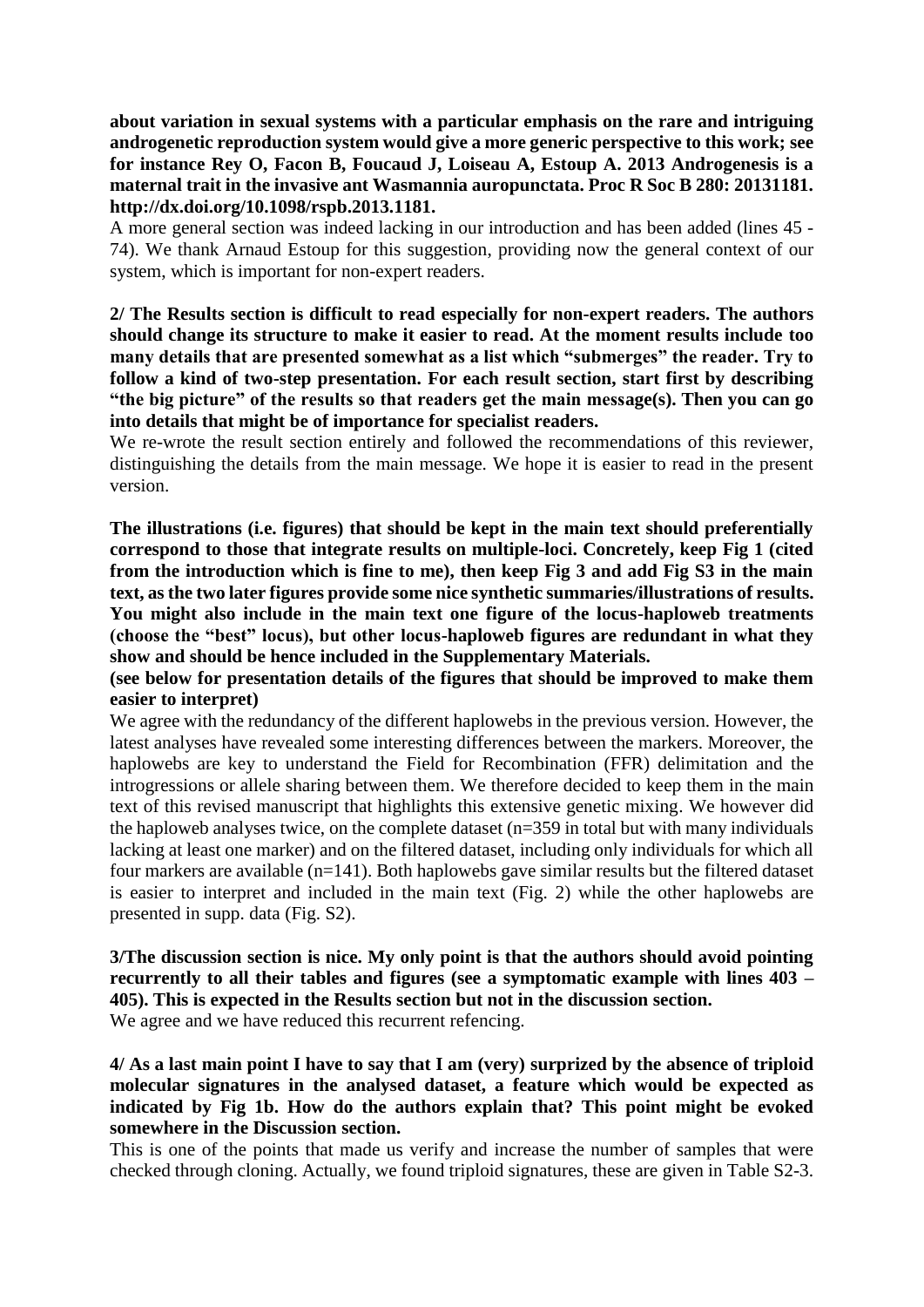**about variation in sexual systems with a particular emphasis on the rare and intriguing androgenetic reproduction system would give a more generic perspective to this work; see for instance Rey O, Facon B, Foucaud J, Loiseau A, Estoup A. 2013 Androgenesis is a maternal trait in the invasive ant Wasmannia auropunctata. Proc R Soc B 280: 20131181. http://dx.doi.org/10.1098/rspb.2013.1181.**

A more general section was indeed lacking in our introduction and has been added (lines 45 - 74). We thank Arnaud Estoup for this suggestion, providing now the general context of our system, which is important for non-expert readers.

**2/ The Results section is difficult to read especially for non-expert readers. The authors should change its structure to make it easier to read. At the moment results include too many details that are presented somewhat as a list which "submerges" the reader. Try to follow a kind of two-step presentation. For each result section, start first by describing "the big picture" of the results so that readers get the main message(s). Then you can go into details that might be of importance for specialist readers.**

We re-wrote the result section entirely and followed the recommendations of this reviewer, distinguishing the details from the main message. We hope it is easier to read in the present version.

**The illustrations (i.e. figures) that should be kept in the main text should preferentially correspond to those that integrate results on multiple-loci. Concretely, keep Fig 1 (cited from the introduction which is fine to me), then keep Fig 3 and add Fig S3 in the main text, as the two later figures provide some nice synthetic summaries/illustrations of results. You might also include in the main text one figure of the locus-haploweb treatments (choose the "best" locus), but other locus-haploweb figures are redundant in what they show and should be hence included in the Supplementary Materials.**

**(see below for presentation details of the figures that should be improved to make them easier to interpret)**

We agree with the redundancy of the different haplowebs in the previous version. However, the latest analyses have revealed some interesting differences between the markers. Moreover, the haplowebs are key to understand the Field for Recombination (FFR) delimitation and the introgressions or allele sharing between them. We therefore decided to keep them in the main text of this revised manuscript that highlights this extensive genetic mixing. We however did the haploweb analyses twice, on the complete dataset (n=359 in total but with many individuals lacking at least one marker) and on the filtered dataset, including only individuals for which all four markers are available (n=141). Both haplowebs gave similar results but the filtered dataset is easier to interpret and included in the main text (Fig. 2) while the other haplowebs are presented in supp. data (Fig. S2).

**3/The discussion section is nice. My only point is that the authors should avoid pointing recurrently to all their tables and figures (see a symptomatic example with lines 403 – 405). This is expected in the Results section but not in the discussion section.**

We agree and we have reduced this recurrent refencing.

**4/ As a last main point I have to say that I am (very) surprized by the absence of triploid molecular signatures in the analysed dataset, a feature which would be expected as indicated by Fig 1b. How do the authors explain that? This point might be evoked somewhere in the Discussion section.**

This is one of the points that made us verify and increase the number of samples that were checked through cloning. Actually, we found triploid signatures, these are given in Table S2-3.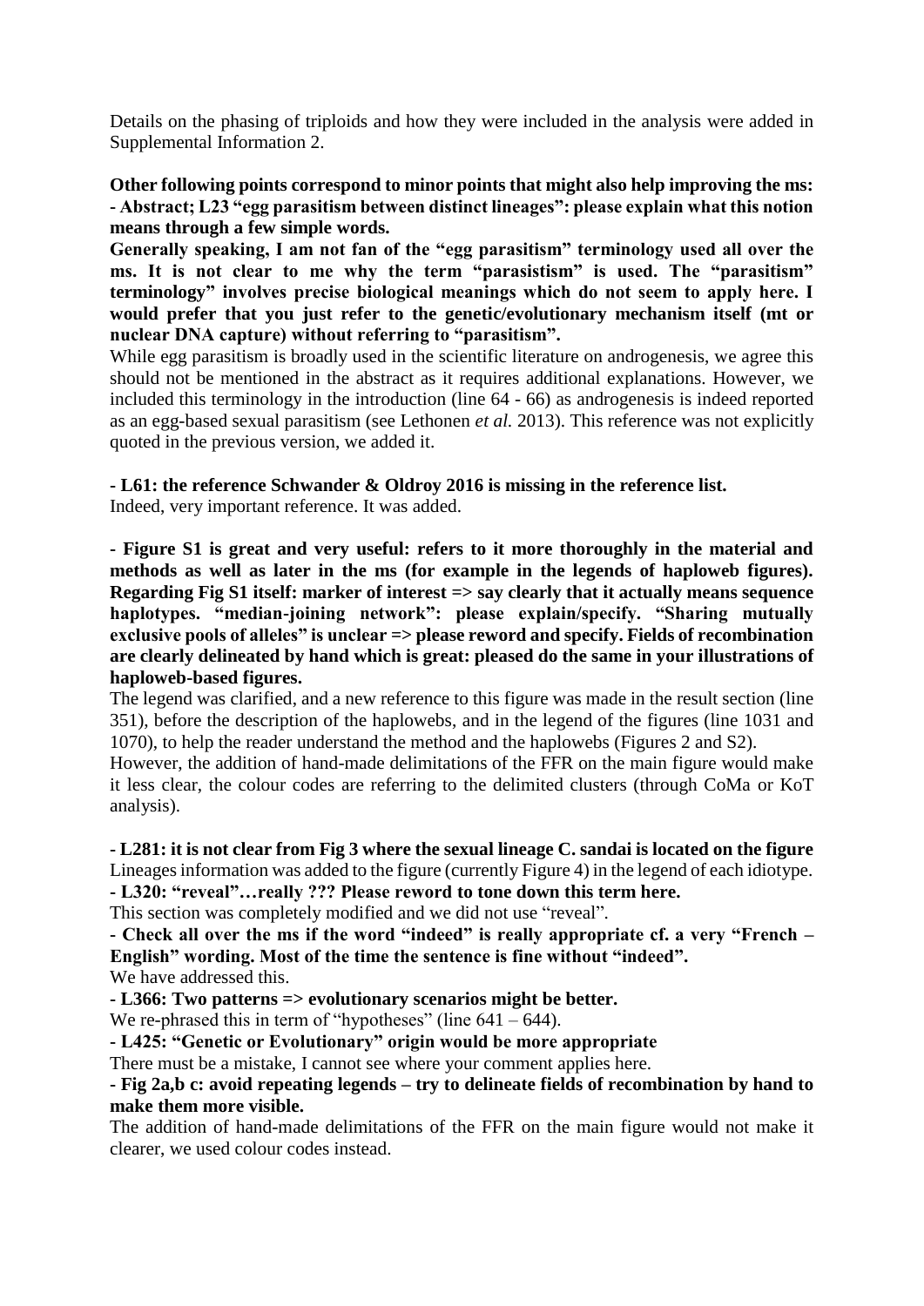Details on the phasing of triploids and how they were included in the analysis were added in Supplemental Information 2.

**Other following points correspond to minor points that might also help improving the ms:**
**- Abstract; L23 "egg parasitism between distinct lineages": please explain what this notion means through a few simple words.**
**Generally speaking, I am not fan of the "egg parasitism" terminology used all over the ms. It is not clear to me why the term "parasistism" is used. The "parasitism" terminology" involves precise biological meanings which do not seem to apply here. I would prefer that you just refer to the genetic/evolutionary mechanism itself (mt or nuclear DNA capture) without referring to "parasitism".**

While egg parasitism is broadly used in the scientific literature on androgenesis, we agree this should not be mentioned in the abstract as it requires additional explanations. However, we included this terminology in the introduction (line 64 - 66) as androgenesis is indeed reported as an egg-based sexual parasitism (see Lethonen *et al.* 2013). This reference was not explicitly quoted in the previous version, we added it.

**- L61: the reference Schwander & Oldroy 2016 is missing in the reference list.**
Indeed, very important reference. It was added.

**- Figure S1 is great and very useful: refers to it more thoroughly in the material and methods as well as later in the ms (for example in the legends of haploweb figures). Regarding Fig S1 itself: marker of interest => say clearly that it actually means sequence haplotypes. "median-joining network": please explain/specify. "Sharing mutually exclusive pools of alleles" is unclear => please reword and specify. Fields of recombination are clearly delineated by hand which is great: pleased do the same in your illustrations of haploweb-based figures.**

The legend was clarified, and a new reference to this figure was made in the result section (line 351), before the description of the haplowebs, and in the legend of the figures (line 1031 and 1070), to help the reader understand the method and the haplowebs (Figures 2 and S2).

However, the addition of hand-made delimitations of the FFR on the main figure would make it less clear, the colour codes are referring to the delimited clusters (through CoMa or KoT analysis).

**- L281: it is not clear from Fig 3 where the sexual lineage C. sandai is located on the figure**
Lineages information was added to the figure (currently Figure 4) in the legend of each idiotype.
**- L320: "reveal"…really ??? Please reword to tone down this term here.**
This section was completely modified and we did not use "reveal".
**- Check all over the ms if the word "indeed" is really appropriate cf. a very "French – English" wording. Most of the time the sentence is fine without "indeed".**
We have addressed this.
**- L366: Two patterns => evolutionary scenarios might be better.**
We re-phrased this in term of "hypotheses" (line 641 – 644).
**- L425: "Genetic or Evolutionary" origin would be more appropriate**
There must be a mistake, I cannot see where your comment applies here.
**- Fig 2a,b c: avoid repeating legends – try to delineate fields of recombination by hand to make them more visible.**
The addition of hand-made delimitations of the FFR on the main figure would not make it clearer, we used colour codes instead.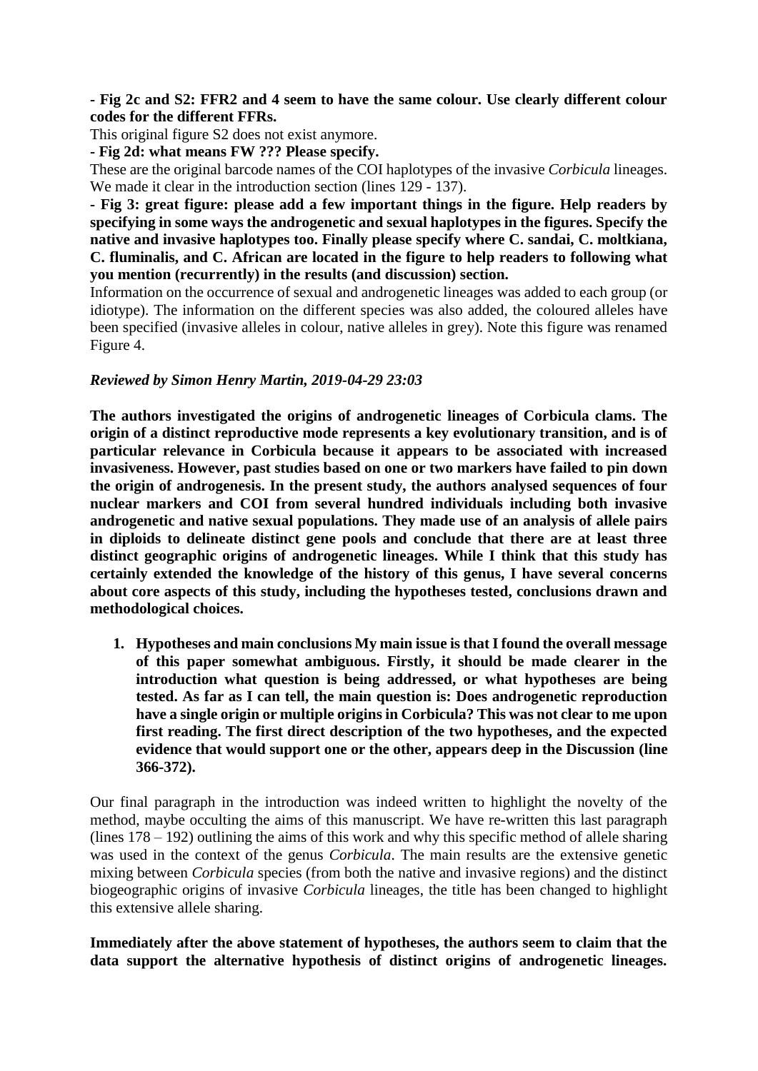**- Fig 2c and S2: FFR2 and 4 seem to have the same colour. Use clearly different colour codes for the different FFRs.**

This original figure S2 does not exist anymore.

**- Fig 2d: what means FW ??? Please specify.**

These are the original barcode names of the COI haplotypes of the invasive *Corbicula* lineages. We made it clear in the introduction section (lines 129 - 137).

**- Fig 3: great figure: please add a few important things in the figure. Help readers by specifying in some ways the androgenetic and sexual haplotypes in the figures. Specify the native and invasive haplotypes too. Finally please specify where C. sandai, C. moltkiana, C. fluminalis, and C. African are located in the figure to help readers to following what you mention (recurrently) in the results (and discussion) section.**

Information on the occurrence of sexual and androgenetic lineages was added to each group (or idiotype). The information on the different species was also added, the coloured alleles have been specified (invasive alleles in colour, native alleles in grey). Note this figure was renamed Figure 4.

***Reviewed by Simon Henry Martin, 2019-04-29 23:03***

**The authors investigated the origins of androgenetic lineages of Corbicula clams. The origin of a distinct reproductive mode represents a key evolutionary transition, and is of particular relevance in Corbicula because it appears to be associated with increased invasiveness. However, past studies based on one or two markers have failed to pin down the origin of androgenesis. In the present study, the authors analysed sequences of four nuclear markers and COI from several hundred individuals including both invasive androgenetic and native sexual populations. They made use of an analysis of allele pairs in diploids to delineate distinct gene pools and conclude that there are at least three distinct geographic origins of androgenetic lineages. While I think that this study has certainly extended the knowledge of the history of this genus, I have several concerns about core aspects of this study, including the hypotheses tested, conclusions drawn and methodological choices.**

1. **Hypotheses and main conclusions My main issue is that I found the overall message of this paper somewhat ambiguous. Firstly, it should be made clearer in the introduction what question is being addressed, or what hypotheses are being tested. As far as I can tell, the main question is: Does androgenetic reproduction have a single origin or multiple origins in Corbicula? This was not clear to me upon first reading. The first direct description of the two hypotheses, and the expected evidence that would support one or the other, appears deep in the Discussion (line 366-372).**

Our final paragraph in the introduction was indeed written to highlight the novelty of the method, maybe occulting the aims of this manuscript. We have re-written this last paragraph (lines 178 – 192) outlining the aims of this work and why this specific method of allele sharing was used in the context of the genus *Corbicula*. The main results are the extensive genetic mixing between *Corbicula* species (from both the native and invasive regions) and the distinct biogeographic origins of invasive *Corbicula* lineages, the title has been changed to highlight this extensive allele sharing.

**Immediately after the above statement of hypotheses, the authors seem to claim that the data support the alternative hypothesis of distinct origins of androgenetic lineages.**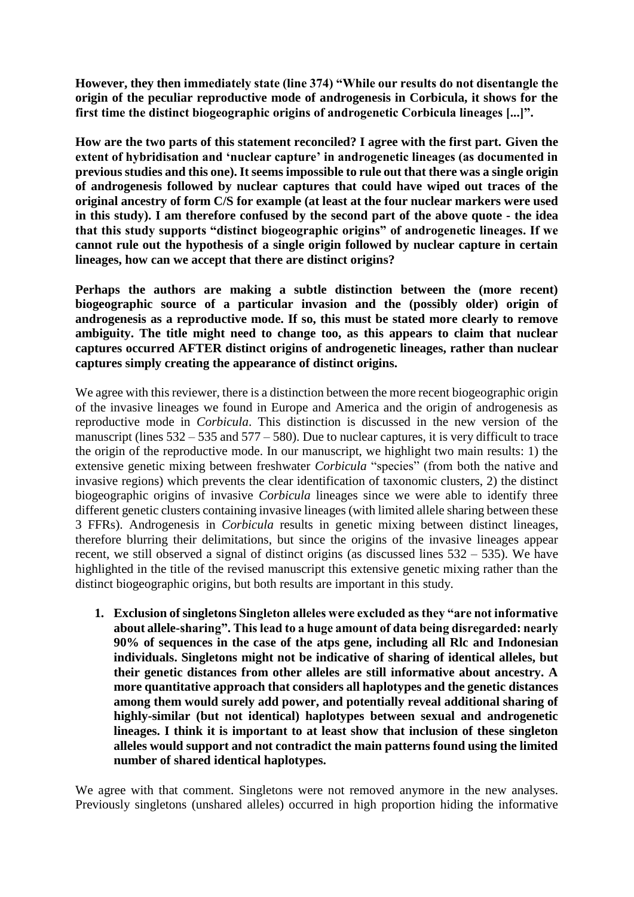**However, they then immediately state (line 374) “While our results do not disentangle the origin of the peculiar reproductive mode of androgenesis in Corbicula, it shows for the first time the distinct biogeographic origins of androgenetic Corbicula lineages [...]”.**

**How are the two parts of this statement reconciled? I agree with the first part. Given the extent of hybridisation and ‘nuclear capture’ in androgenetic lineages (as documented in previous studies and this one). It seems impossible to rule out that there was a single origin of androgenesis followed by nuclear captures that could have wiped out traces of the original ancestry of form C/S for example (at least at the four nuclear markers were used in this study). I am therefore confused by the second part of the above quote - the idea that this study supports “distinct biogeographic origins” of androgenetic lineages. If we cannot rule out the hypothesis of a single origin followed by nuclear capture in certain lineages, how can we accept that there are distinct origins?**

**Perhaps the authors are making a subtle distinction between the (more recent) biogeographic source of a particular invasion and the (possibly older) origin of androgenesis as a reproductive mode. If so, this must be stated more clearly to remove ambiguity. The title might need to change too, as this appears to claim that nuclear captures occurred AFTER distinct origins of androgenetic lineages, rather than nuclear captures simply creating the appearance of distinct origins.**

We agree with this reviewer, there is a distinction between the more recent biogeographic origin of the invasive lineages we found in Europe and America and the origin of androgenesis as reproductive mode in *Corbicula*. This distinction is discussed in the new version of the manuscript (lines 532 – 535 and 577 – 580). Due to nuclear captures, it is very difficult to trace the origin of the reproductive mode. In our manuscript, we highlight two main results: 1) the extensive genetic mixing between freshwater *Corbicula* “species” (from both the native and invasive regions) which prevents the clear identification of taxonomic clusters, 2) the distinct biogeographic origins of invasive *Corbicula* lineages since we were able to identify three different genetic clusters containing invasive lineages (with limited allele sharing between these 3 FFRs). Androgenesis in *Corbicula* results in genetic mixing between distinct lineages, therefore blurring their delimitations, but since the origins of the invasive lineages appear recent, we still observed a signal of distinct origins (as discussed lines 532 – 535). We have highlighted in the title of the revised manuscript this extensive genetic mixing rather than the distinct biogeographic origins, but both results are important in this study.

1. **Exclusion of singletons Singleton alleles were excluded as they “are not informative about allele-sharing”. This lead to a huge amount of data being disregarded: nearly 90% of sequences in the case of the atps gene, including all Rlc and Indonesian individuals. Singletons might not be indicative of sharing of identical alleles, but their genetic distances from other alleles are still informative about ancestry. A more quantitative approach that considers all haplotypes and the genetic distances among them would surely add power, and potentially reveal additional sharing of highly-similar (but not identical) haplotypes between sexual and androgenetic lineages. I think it is important to at least show that inclusion of these singleton alleles would support and not contradict the main patterns found using the limited number of shared identical haplotypes.**

We agree with that comment. Singletons were not removed anymore in the new analyses. Previously singletons (unshared alleles) occurred in high proportion hiding the informative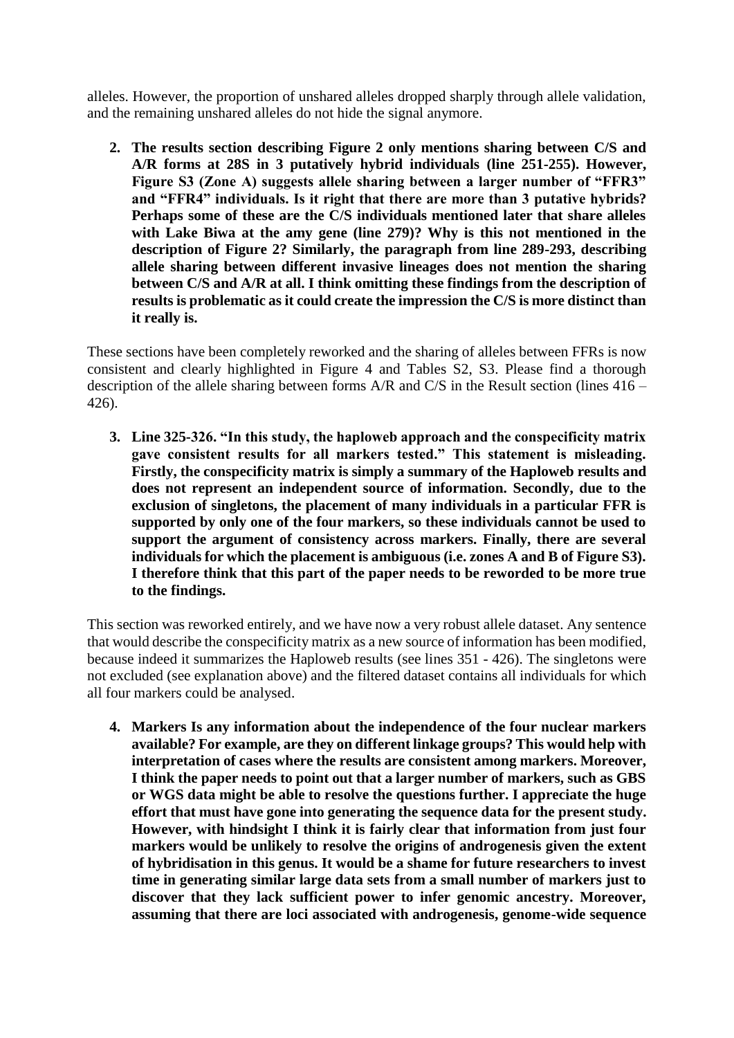alleles. However, the proportion of unshared alleles dropped sharply through allele validation, and the remaining unshared alleles do not hide the signal anymore.

2. **The results section describing Figure 2 only mentions sharing between C/S and A/R forms at 28S in 3 putatively hybrid individuals (line 251-255). However, Figure S3 (Zone A) suggests allele sharing between a larger number of "FFR3" and "FFR4" individuals. Is it right that there are more than 3 putative hybrids? Perhaps some of these are the C/S individuals mentioned later that share alleles with Lake Biwa at the amy gene (line 279)? Why is this not mentioned in the description of Figure 2? Similarly, the paragraph from line 289-293, describing allele sharing between different invasive lineages does not mention the sharing between C/S and A/R at all. I think omitting these findings from the description of results is problematic as it could create the impression the C/S is more distinct than it really is.**

These sections have been completely reworked and the sharing of alleles between FFRs is now consistent and clearly highlighted in Figure 4 and Tables S2, S3. Please find a thorough description of the allele sharing between forms A/R and C/S in the Result section (lines 416 – 426).

3. **Line 325-326. "In this study, the haploweb approach and the conspecificity matrix gave consistent results for all markers tested." This statement is misleading. Firstly, the conspecificity matrix is simply a summary of the Haploweb results and does not represent an independent source of information. Secondly, due to the exclusion of singletons, the placement of many individuals in a particular FFR is supported by only one of the four markers, so these individuals cannot be used to support the argument of consistency across markers. Finally, there are several individuals for which the placement is ambiguous (i.e. zones A and B of Figure S3). I therefore think that this part of the paper needs to be reworded to be more true to the findings.**

This section was reworked entirely, and we have now a very robust allele dataset. Any sentence that would describe the conspecificity matrix as a new source of information has been modified, because indeed it summarizes the Haploweb results (see lines 351 - 426). The singletons were not excluded (see explanation above) and the filtered dataset contains all individuals for which all four markers could be analysed.

4. **Markers Is any information about the independence of the four nuclear markers available? For example, are they on different linkage groups? This would help with interpretation of cases where the results are consistent among markers. Moreover, I think the paper needs to point out that a larger number of markers, such as GBS or WGS data might be able to resolve the questions further. I appreciate the huge effort that must have gone into generating the sequence data for the present study. However, with hindsight I think it is fairly clear that information from just four markers would be unlikely to resolve the origins of androgenesis given the extent of hybridisation in this genus. It would be a shame for future researchers to invest time in generating similar large data sets from a small number of markers just to discover that they lack sufficient power to infer genomic ancestry. Moreover, assuming that there are loci associated with androgenesis, genome-wide sequence**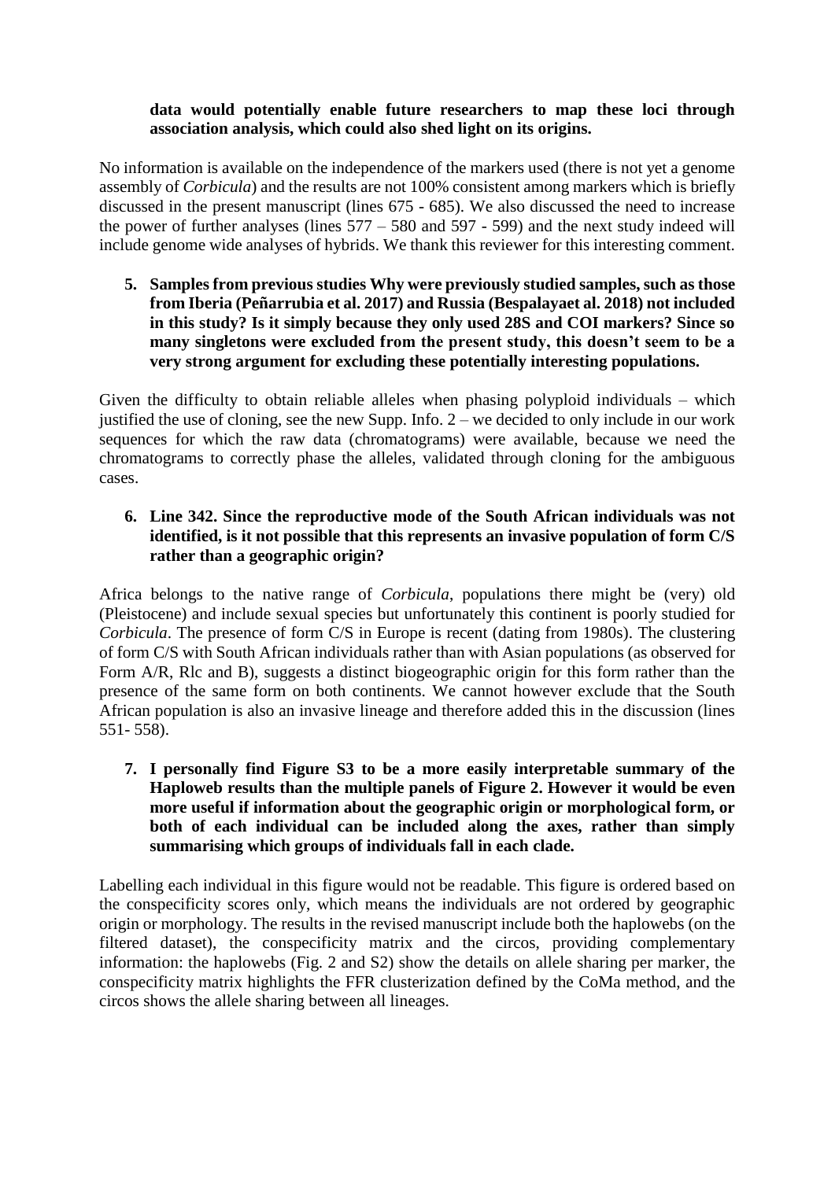**data would potentially enable future researchers to map these loci through association analysis, which could also shed light on its origins.**

No information is available on the independence of the markers used (there is not yet a genome assembly of *Corbicula*) and the results are not 100% consistent among markers which is briefly discussed in the present manuscript (lines 675 - 685). We also discussed the need to increase the power of further analyses (lines 577 – 580 and 597 - 599) and the next study indeed will include genome wide analyses of hybrids. We thank this reviewer for this interesting comment.

5. **Samples from previous studies Why were previously studied samples, such as those from Iberia (Peñarrubia et al. 2017) and Russia (Bespalayaet al. 2018) not included in this study? Is it simply because they only used 28S and COI markers? Since so many singletons were excluded from the present study, this doesn't seem to be a very strong argument for excluding these potentially interesting populations.**

Given the difficulty to obtain reliable alleles when phasing polyploid individuals – which justified the use of cloning, see the new Supp. Info. 2 – we decided to only include in our work sequences for which the raw data (chromatograms) were available, because we need the chromatograms to correctly phase the alleles, validated through cloning for the ambiguous cases.

6. **Line 342. Since the reproductive mode of the South African individuals was not identified, is it not possible that this represents an invasive population of form C/S rather than a geographic origin?**

Africa belongs to the native range of *Corbicula*, populations there might be (very) old (Pleistocene) and include sexual species but unfortunately this continent is poorly studied for *Corbicula*. The presence of form C/S in Europe is recent (dating from 1980s). The clustering of form C/S with South African individuals rather than with Asian populations (as observed for Form A/R, Rlc and B), suggests a distinct biogeographic origin for this form rather than the presence of the same form on both continents. We cannot however exclude that the South African population is also an invasive lineage and therefore added this in the discussion (lines 551- 558).

7. **I personally find Figure S3 to be a more easily interpretable summary of the Haploweb results than the multiple panels of Figure 2. However it would be even more useful if information about the geographic origin or morphological form, or both of each individual can be included along the axes, rather than simply summarising which groups of individuals fall in each clade.**

Labelling each individual in this figure would not be readable. This figure is ordered based on the conspecificity scores only, which means the individuals are not ordered by geographic origin or morphology. The results in the revised manuscript include both the haplowebs (on the filtered dataset), the conspecificity matrix and the circos, providing complementary information: the haplowebs (Fig. 2 and S2) show the details on allele sharing per marker, the conspecificity matrix highlights the FFR clusterization defined by the CoMa method, and the circos shows the allele sharing between all lineages.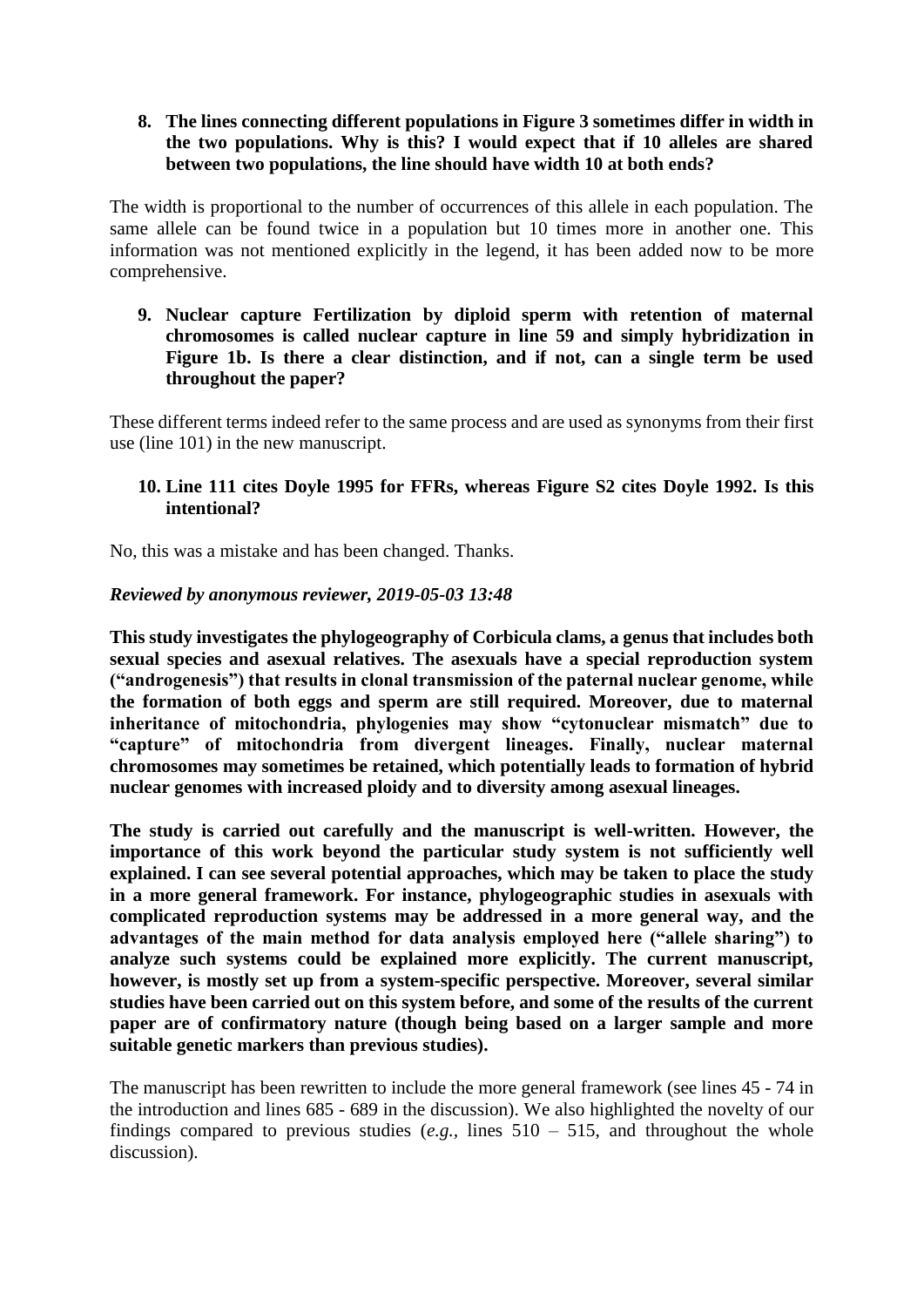**8. The lines connecting different populations in Figure 3 sometimes differ in width in the two populations. Why is this? I would expect that if 10 alleles are shared between two populations, the line should have width 10 at both ends?**

The width is proportional to the number of occurrences of this allele in each population. The same allele can be found twice in a population but 10 times more in another one. This information was not mentioned explicitly in the legend, it has been added now to be more comprehensive.

**9. Nuclear capture Fertilization by diploid sperm with retention of maternal chromosomes is called nuclear capture in line 59 and simply hybridization in Figure 1b. Is there a clear distinction, and if not, can a single term be used throughout the paper?**

These different terms indeed refer to the same process and are used as synonyms from their first use (line 101) in the new manuscript.

**10. Line 111 cites Doyle 1995 for FFRs, whereas Figure S2 cites Doyle 1992. Is this intentional?**

No, this was a mistake and has been changed. Thanks.

***Reviewed by anonymous reviewer, 2019-05-03 13:48***

**This study investigates the phylogeography of Corbicula clams, a genus that includes both sexual species and asexual relatives. The asexuals have a special reproduction system ("androgenesis") that results in clonal transmission of the paternal nuclear genome, while the formation of both eggs and sperm are still required. Moreover, due to maternal inheritance of mitochondria, phylogenies may show "cytonuclear mismatch" due to "capture" of mitochondria from divergent lineages. Finally, nuclear maternal chromosomes may sometimes be retained, which potentially leads to formation of hybrid nuclear genomes with increased ploidy and to diversity among asexual lineages.**

**The study is carried out carefully and the manuscript is well-written. However, the importance of this work beyond the particular study system is not sufficiently well explained. I can see several potential approaches, which may be taken to place the study in a more general framework. For instance, phylogeographic studies in asexuals with complicated reproduction systems may be addressed in a more general way, and the advantages of the main method for data analysis employed here ("allele sharing") to analyze such systems could be explained more explicitly. The current manuscript, however, is mostly set up from a system-specific perspective. Moreover, several similar studies have been carried out on this system before, and some of the results of the current paper are of confirmatory nature (though being based on a larger sample and more suitable genetic markers than previous studies).**

The manuscript has been rewritten to include the more general framework (see lines 45 - 74 in the introduction and lines 685 - 689 in the discussion). We also highlighted the novelty of our findings compared to previous studies (*e.g.*, lines 510 – 515, and throughout the whole discussion).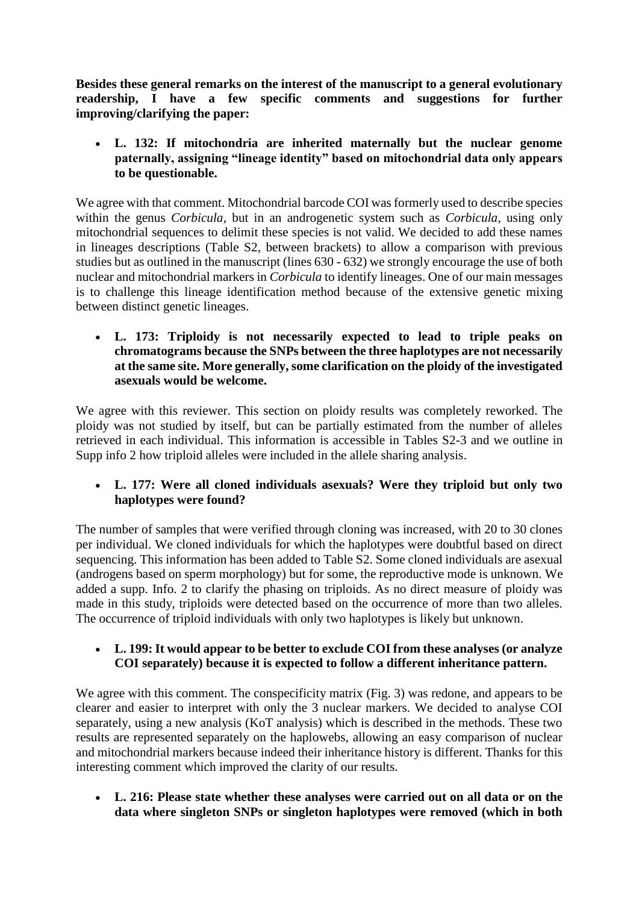**Besides these general remarks on the interest of the manuscript to a general evolutionary readership, I have a few specific comments and suggestions for further improving/clarifying the paper:**

- **L. 132: If mitochondria are inherited maternally but the nuclear genome paternally, assigning "lineage identity" based on mitochondrial data only appears to be questionable.**

We agree with that comment. Mitochondrial barcode COI was formerly used to describe species within the genus *Corbicula*, but in an androgenetic system such as *Corbicula*, using only mitochondrial sequences to delimit these species is not valid. We decided to add these names in lineages descriptions (Table S2, between brackets) to allow a comparison with previous studies but as outlined in the manuscript (lines 630 - 632) we strongly encourage the use of both nuclear and mitochondrial markers in *Corbicula* to identify lineages. One of our main messages is to challenge this lineage identification method because of the extensive genetic mixing between distinct genetic lineages.

- **L. 173: Triploidy is not necessarily expected to lead to triple peaks on chromatograms because the SNPs between the three haplotypes are not necessarily at the same site. More generally, some clarification on the ploidy of the investigated asexuals would be welcome.**

We agree with this reviewer. This section on ploidy results was completely reworked. The ploidy was not studied by itself, but can be partially estimated from the number of alleles retrieved in each individual. This information is accessible in Tables S2-3 and we outline in Supp info 2 how triploid alleles were included in the allele sharing analysis.

- **L. 177: Were all cloned individuals asexuals? Were they triploid but only two haplotypes were found?**

The number of samples that were verified through cloning was increased, with 20 to 30 clones per individual. We cloned individuals for which the haplotypes were doubtful based on direct sequencing. This information has been added to Table S2. Some cloned individuals are asexual (androgens based on sperm morphology) but for some, the reproductive mode is unknown. We added a supp. Info. 2 to clarify the phasing on triploids. As no direct measure of ploidy was made in this study, triploids were detected based on the occurrence of more than two alleles. The occurrence of triploid individuals with only two haplotypes is likely but unknown.

- **L. 199: It would appear to be better to exclude COI from these analyses (or analyze COI separately) because it is expected to follow a different inheritance pattern.**

We agree with this comment. The conspecificity matrix (Fig. 3) was redone, and appears to be clearer and easier to interpret with only the 3 nuclear markers. We decided to analyse COI separately, using a new analysis (KoT analysis) which is described in the methods. These two results are represented separately on the haplowebs, allowing an easy comparison of nuclear and mitochondrial markers because indeed their inheritance history is different. Thanks for this interesting comment which improved the clarity of our results.

- **L. 216: Please state whether these analyses were carried out on all data or on the data where singleton SNPs or singleton haplotypes were removed (which in both**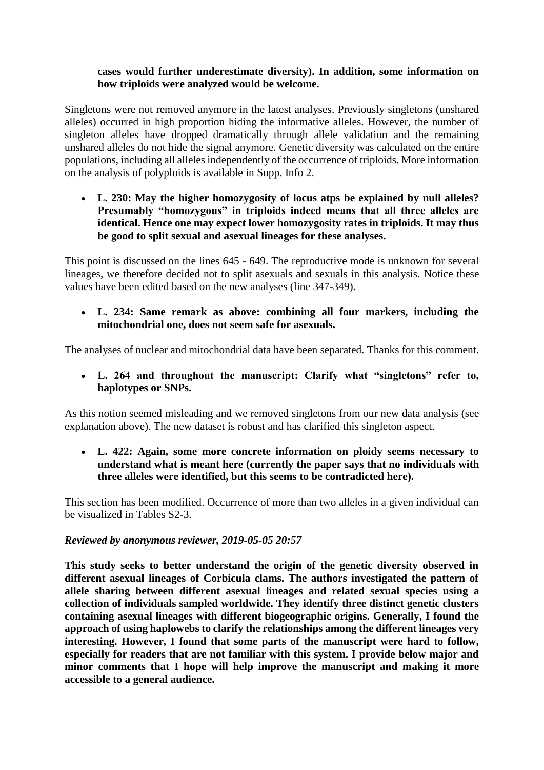**cases would further underestimate diversity). In addition, some information on how triploids were analyzed would be welcome.**

Singletons were not removed anymore in the latest analyses. Previously singletons (unshared alleles) occurred in high proportion hiding the informative alleles. However, the number of singleton alleles have dropped dramatically through allele validation and the remaining unshared alleles do not hide the signal anymore. Genetic diversity was calculated on the entire populations, including all alleles independently of the occurrence of triploids. More information on the analysis of polyploids is available in Supp. Info 2.

- **L. 230: May the higher homozygosity of locus atps be explained by null alleles? Presumably "homozygous" in triploids indeed means that all three alleles are identical. Hence one may expect lower homozygosity rates in triploids. It may thus be good to split sexual and asexual lineages for these analyses.**

This point is discussed on the lines 645 - 649. The reproductive mode is unknown for several lineages, we therefore decided not to split asexuals and sexuals in this analysis. Notice these values have been edited based on the new analyses (line 347-349).

- **L. 234: Same remark as above: combining all four markers, including the mitochondrial one, does not seem safe for asexuals.**

The analyses of nuclear and mitochondrial data have been separated. Thanks for this comment.

- **L. 264 and throughout the manuscript: Clarify what "singletons" refer to, haplotypes or SNPs.**

As this notion seemed misleading and we removed singletons from our new data analysis (see explanation above). The new dataset is robust and has clarified this singleton aspect.

- **L. 422: Again, some more concrete information on ploidy seems necessary to understand what is meant here (currently the paper says that no individuals with three alleles were identified, but this seems to be contradicted here).**

This section has been modified. Occurrence of more than two alleles in a given individual can be visualized in Tables S2-3.

***Reviewed by anonymous reviewer, 2019-05-05 20:57***

**This study seeks to better understand the origin of the genetic diversity observed in different asexual lineages of Corbicula clams. The authors investigated the pattern of allele sharing between different asexual lineages and related sexual species using a collection of individuals sampled worldwide. They identify three distinct genetic clusters containing asexual lineages with different biogeographic origins. Generally, I found the approach of using haplowebs to clarify the relationships among the different lineages very interesting. However, I found that some parts of the manuscript were hard to follow, especially for readers that are not familiar with this system. I provide below major and minor comments that I hope will help improve the manuscript and making it more accessible to a general audience.**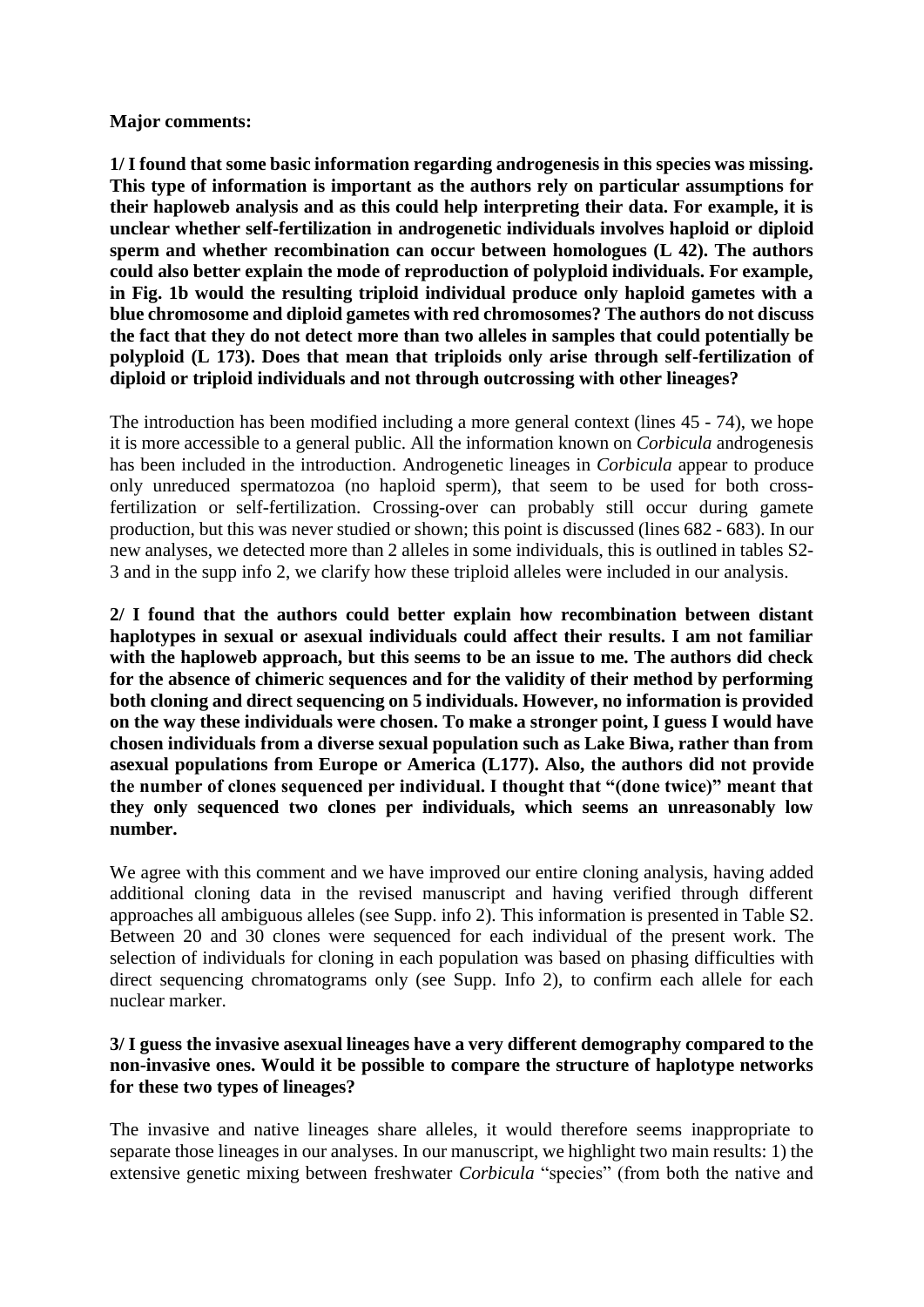**Major comments:**

**1/ I found that some basic information regarding androgenesis in this species was missing. This type of information is important as the authors rely on particular assumptions for their haploweb analysis and as this could help interpreting their data. For example, it is unclear whether self-fertilization in androgenetic individuals involves haploid or diploid sperm and whether recombination can occur between homologues (L 42). The authors could also better explain the mode of reproduction of polyploid individuals. For example, in Fig. 1b would the resulting triploid individual produce only haploid gametes with a blue chromosome and diploid gametes with red chromosomes? The authors do not discuss the fact that they do not detect more than two alleles in samples that could potentially be polyploid (L 173). Does that mean that triploids only arise through self-fertilization of diploid or triploid individuals and not through outcrossing with other lineages?**

The introduction has been modified including a more general context (lines 45 - 74), we hope it is more accessible to a general public. All the information known on *Corbicula* androgenesis has been included in the introduction. Androgenetic lineages in *Corbicula* appear to produce only unreduced spermatozoa (no haploid sperm), that seem to be used for both cross-fertilization or self-fertilization. Crossing-over can probably still occur during gamete production, but this was never studied or shown; this point is discussed (lines 682 - 683). In our new analyses, we detected more than 2 alleles in some individuals, this is outlined in tables S2-3 and in the supp info 2, we clarify how these triploid alleles were included in our analysis.

**2/ I found that the authors could better explain how recombination between distant haplotypes in sexual or asexual individuals could affect their results. I am not familiar with the haploweb approach, but this seems to be an issue to me. The authors did check for the absence of chimeric sequences and for the validity of their method by performing both cloning and direct sequencing on 5 individuals. However, no information is provided on the way these individuals were chosen. To make a stronger point, I guess I would have chosen individuals from a diverse sexual population such as Lake Biwa, rather than from asexual populations from Europe or America (L177). Also, the authors did not provide the number of clones sequenced per individual. I thought that "(done twice)" meant that they only sequenced two clones per individuals, which seems an unreasonably low number.**

We agree with this comment and we have improved our entire cloning analysis, having added additional cloning data in the revised manuscript and having verified through different approaches all ambiguous alleles (see Supp. info 2). This information is presented in Table S2. Between 20 and 30 clones were sequenced for each individual of the present work. The selection of individuals for cloning in each population was based on phasing difficulties with direct sequencing chromatograms only (see Supp. Info 2), to confirm each allele for each nuclear marker.

**3/ I guess the invasive asexual lineages have a very different demography compared to the non-invasive ones. Would it be possible to compare the structure of haplotype networks for these two types of lineages?**

The invasive and native lineages share alleles, it would therefore seems inappropriate to separate those lineages in our analyses. In our manuscript, we highlight two main results: 1) the extensive genetic mixing between freshwater *Corbicula* "species" (from both the native and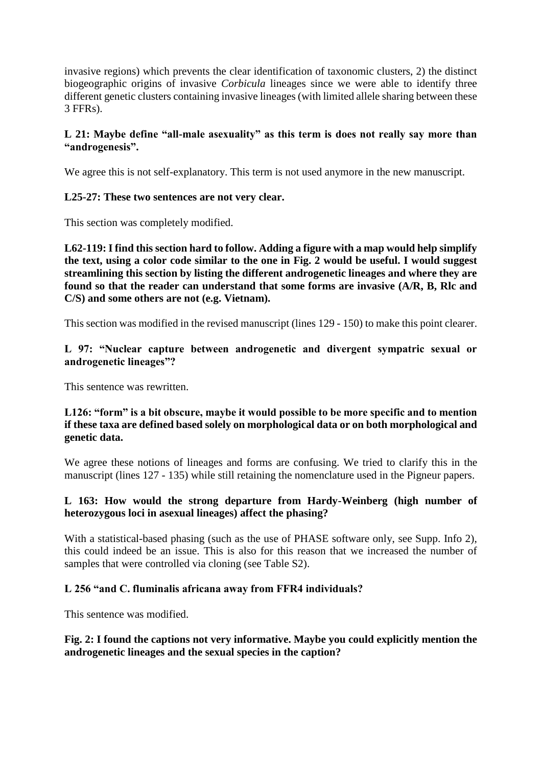invasive regions) which prevents the clear identification of taxonomic clusters, 2) the distinct biogeographic origins of invasive *Corbicula* lineages since we were able to identify three different genetic clusters containing invasive lineages (with limited allele sharing between these 3 FFRs).

**L 21: Maybe define "all-male asexuality" as this term is does not really say more than "androgenesis".**

We agree this is not self-explanatory. This term is not used anymore in the new manuscript.

**L25-27: These two sentences are not very clear.**

This section was completely modified.

**L62-119: I find this section hard to follow. Adding a figure with a map would help simplify the text, using a color code similar to the one in Fig. 2 would be useful. I would suggest streamlining this section by listing the different androgenetic lineages and where they are found so that the reader can understand that some forms are invasive (A/R, B, Rlc and C/S) and some others are not (e.g. Vietnam).**

This section was modified in the revised manuscript (lines 129 - 150) to make this point clearer.

**L 97: "Nuclear capture between androgenetic and divergent sympatric sexual or androgenetic lineages"?**

This sentence was rewritten.

**L126: "form" is a bit obscure, maybe it would possible to be more specific and to mention if these taxa are defined based solely on morphological data or on both morphological and genetic data.**

We agree these notions of lineages and forms are confusing. We tried to clarify this in the manuscript (lines 127 - 135) while still retaining the nomenclature used in the Pigneur papers.

**L 163: How would the strong departure from Hardy-Weinberg (high number of heterozygous loci in asexual lineages) affect the phasing?**

With a statistical-based phasing (such as the use of PHASE software only, see Supp. Info 2), this could indeed be an issue. This is also for this reason that we increased the number of samples that were controlled via cloning (see Table S2).

**L 256 "and C. fluminalis africana away from FFR4 individuals?**

This sentence was modified.

**Fig. 2: I found the captions not very informative. Maybe you could explicitly mention the androgenetic lineages and the sexual species in the caption?**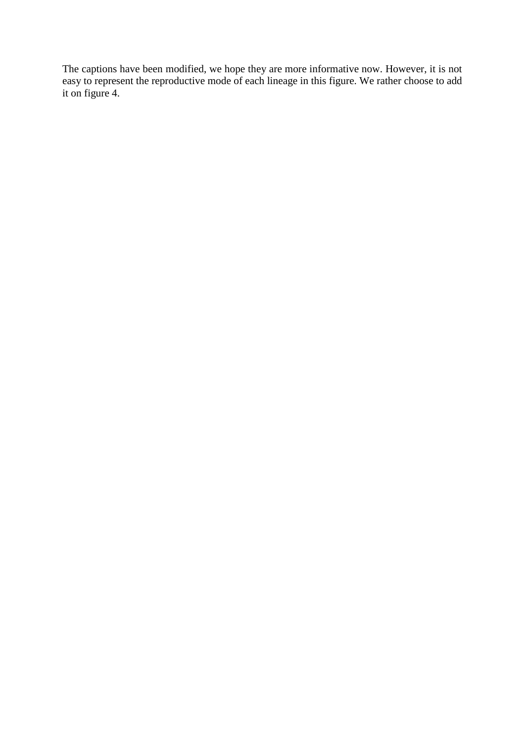The captions have been modified, we hope they are more informative now. However, it is not easy to represent the reproductive mode of each lineage in this figure. We rather choose to add it on figure 4.